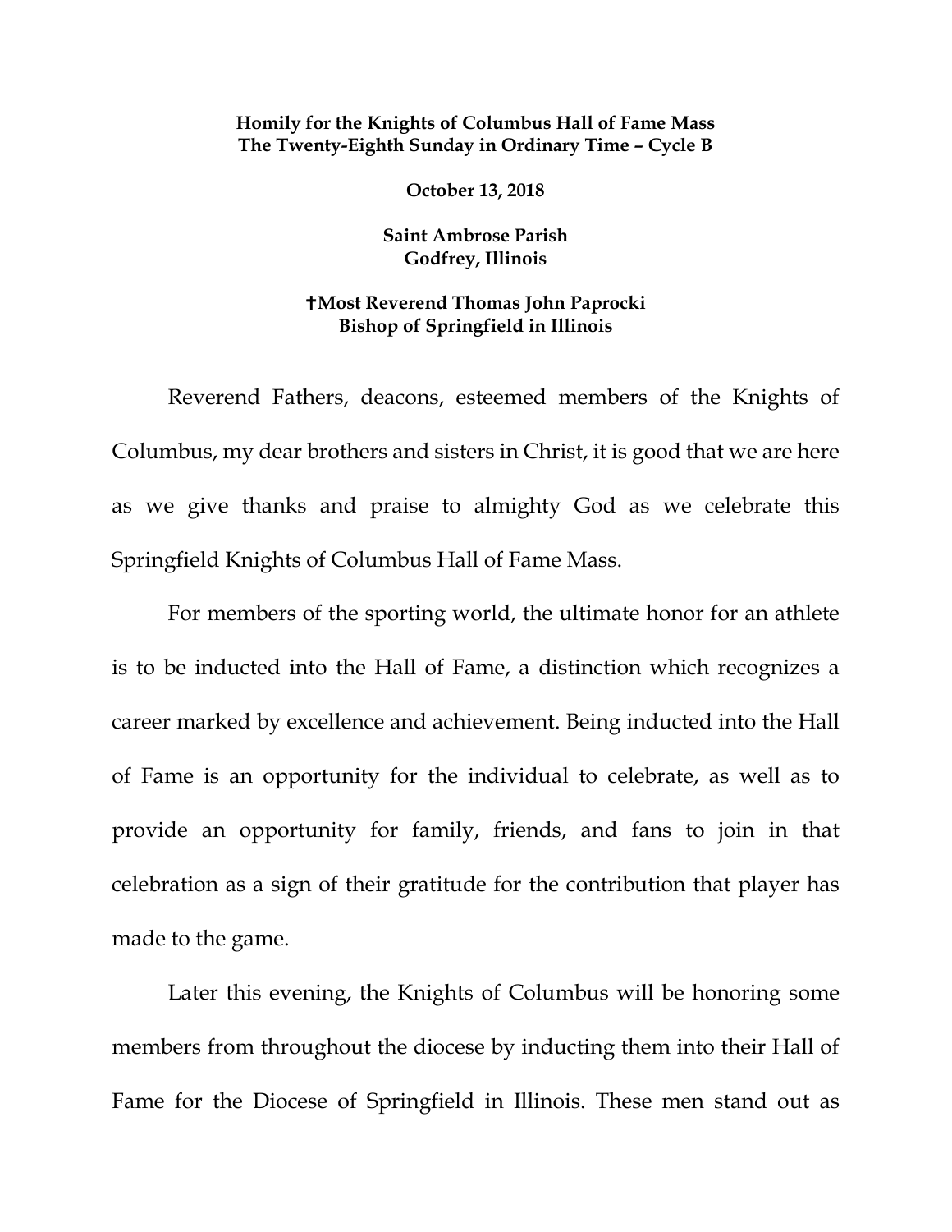**Homily for the Knights of Columbus Hall of Fame Mass**
**The Twenty-Eighth Sunday in Ordinary Time – Cycle B**

**October 13, 2018**

**Saint Ambrose Parish**
**Godfrey, Illinois**

**✝Most Reverend Thomas John Paprocki**
**Bishop of Springfield in Illinois**

Reverend Fathers, deacons, esteemed members of the Knights of Columbus, my dear brothers and sisters in Christ, it is good that we are here as we give thanks and praise to almighty God as we celebrate this Springfield Knights of Columbus Hall of Fame Mass.

For members of the sporting world, the ultimate honor for an athlete is to be inducted into the Hall of Fame, a distinction which recognizes a career marked by excellence and achievement. Being inducted into the Hall of Fame is an opportunity for the individual to celebrate, as well as to provide an opportunity for family, friends, and fans to join in that celebration as a sign of their gratitude for the contribution that player has made to the game.

Later this evening, the Knights of Columbus will be honoring some members from throughout the diocese by inducting them into their Hall of Fame for the Diocese of Springfield in Illinois. These men stand out as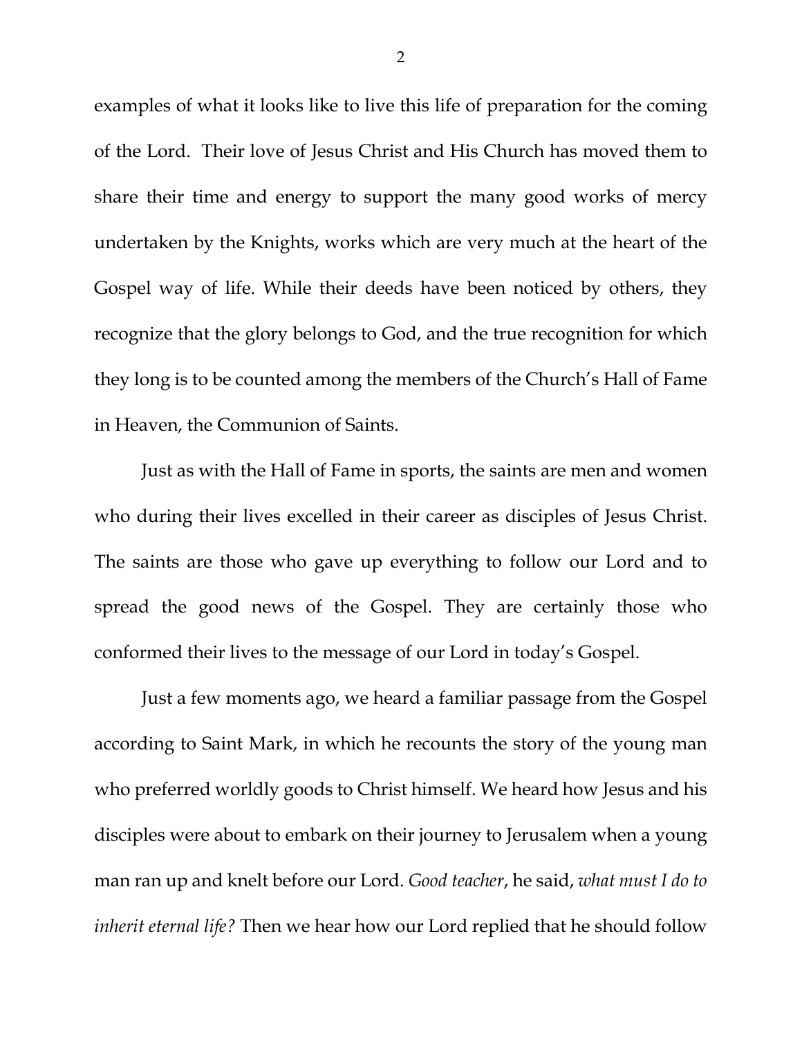examples of what it looks like to live this life of preparation for the coming of the Lord. Their love of Jesus Christ and His Church has moved them to share their time and energy to support the many good works of mercy undertaken by the Knights, works which are very much at the heart of the Gospel way of life. While their deeds have been noticed by others, they recognize that the glory belongs to God, and the true recognition for which they long is to be counted among the members of the Church's Hall of Fame in Heaven, the Communion of Saints.

Just as with the Hall of Fame in sports, the saints are men and women who during their lives excelled in their career as disciples of Jesus Christ. The saints are those who gave up everything to follow our Lord and to spread the good news of the Gospel. They are certainly those who conformed their lives to the message of our Lord in today's Gospel.

Just a few moments ago, we heard a familiar passage from the Gospel according to Saint Mark, in which he recounts the story of the young man who preferred worldly goods to Christ himself. We heard how Jesus and his disciples were about to embark on their journey to Jerusalem when a young man ran up and knelt before our Lord. *Good teacher*, he said, *what must I do to inherit eternal life?* Then we hear how our Lord replied that he should follow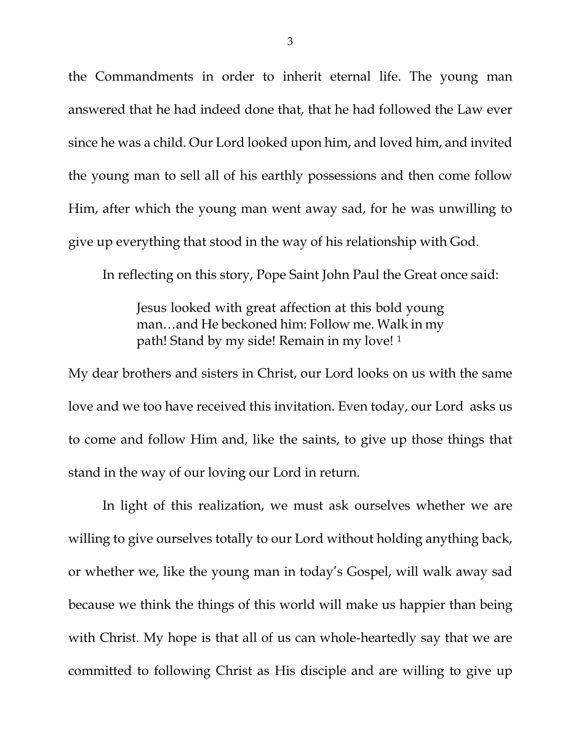the Commandments in order to inherit eternal life. The young man answered that he had indeed done that, that he had followed the Law ever since he was a child. Our Lord looked upon him, and loved him, and invited the young man to sell all of his earthly possessions and then come follow Him, after which the young man went away sad, for he was unwilling to give up everything that stood in the way of his relationship with God.

In reflecting on this story, Pope Saint John Paul the Great once said:

> Jesus looked with great affection at this bold young man…and He beckoned him: Follow me. Walk in my path! Stand by my side! Remain in my love! [1]

My dear brothers and sisters in Christ, our Lord looks on us with the same love and we too have received this invitation. Even today, our Lord asks us to come and follow Him and, like the saints, to give up those things that stand in the way of our loving our Lord in return.

In light of this realization, we must ask ourselves whether we are willing to give ourselves totally to our Lord without holding anything back, or whether we, like the young man in today's Gospel, will walk away sad because we think the things of this world will make us happier than being with Christ. My hope is that all of us can whole-heartedly say that we are committed to following Christ as His disciple and are willing to give up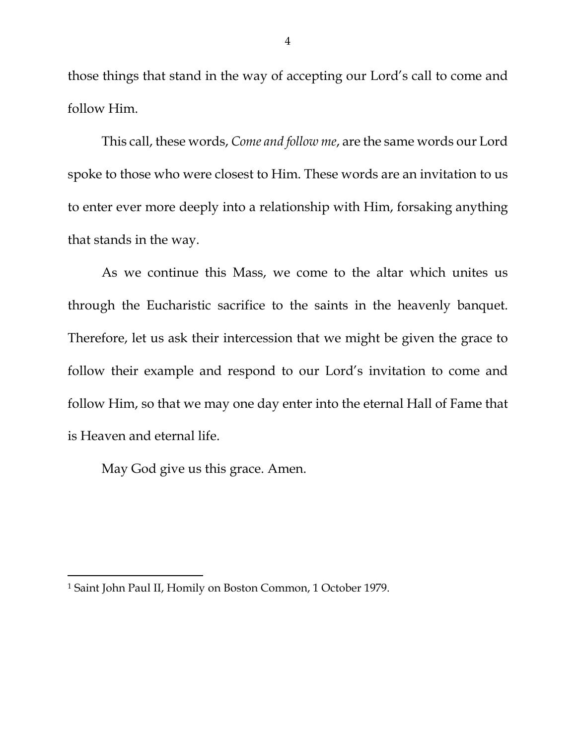those things that stand in the way of accepting our Lord's call to come and follow Him.

This call, these words, *Come and follow me*, are the same words our Lord spoke to those who were closest to Him. These words are an invitation to us to enter ever more deeply into a relationship with Him, forsaking anything that stands in the way.

As we continue this Mass, we come to the altar which unites us through the Eucharistic sacrifice to the saints in the heavenly banquet. Therefore, let us ask their intercession that we might be given the grace to follow their example and respond to our Lord's invitation to come and follow Him, so that we may one day enter into the eternal Hall of Fame that is Heaven and eternal life.

May God give us this grace. Amen.

---

[1] Saint John Paul II, Homily on Boston Common, 1 October 1979.